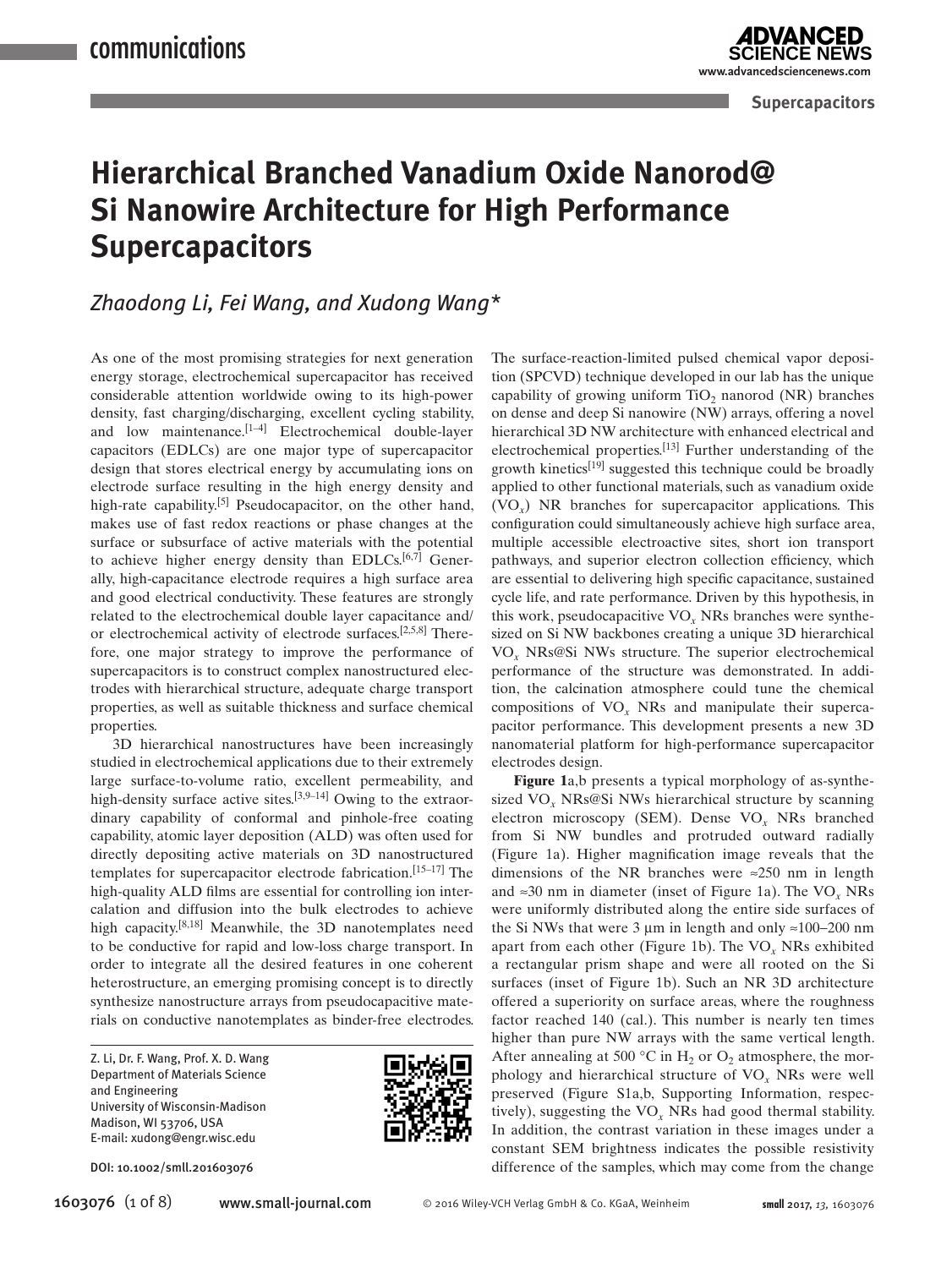# Hierarchical Branched Vanadium Oxide Nanorod@Si Nanowire Architecture for High Performance Supercapacitors

*Zhaodong Li, Fei Wang, and Xudong Wang\**

As one of the most promising strategies for next generation energy storage, electrochemical supercapacitor has received considerable attention worldwide owing to its high-power density, fast charging/discharging, excellent cycling stability, and low maintenance.[1–4] Electrochemical double-layer capacitors (EDLCs) are one major type of supercapacitor design that stores electrical energy by accumulating ions on electrode surface resulting in the high energy density and high-rate capability.[5] Pseudocapacitor, on the other hand, makes use of fast redox reactions or phase changes at the surface or subsurface of active materials with the potential to achieve higher energy density than EDLCs.[6,7] Generally, high-capacitance electrode requires a high surface area and good electrical conductivity. These features are strongly related to the electrochemical double layer capacitance and/or electrochemical activity of electrode surfaces.[2,5,8] Therefore, one major strategy to improve the performance of supercapacitors is to construct complex nanostructured electrodes with hierarchical structure, adequate charge transport properties, as well as suitable thickness and surface chemical properties.

3D hierarchical nanostructures have been increasingly studied in electrochemical applications due to their extremely large surface-to-volume ratio, excellent permeability, and high-density surface active sites.[3,9–14] Owing to the extraordinary capability of conformal and pinhole-free coating capability, atomic layer deposition (ALD) was often used for directly depositing active materials on 3D nanostructured templates for supercapacitor electrode fabrication.[15–17] The high-quality ALD films are essential for controlling ion intercalation and diffusion into the bulk electrodes to achieve high capacity.[8,18] Meanwhile, the 3D nanotemplates need to be conductive for rapid and low-loss charge transport. In order to integrate all the desired features in one coherent heterostructure, an emerging promising concept is to directly synthesize nanostructure arrays from pseudocapacitive materials on conductive nanotemplates as binder-free electrodes. The surface-reaction-limited pulsed chemical vapor deposition (SPCVD) technique developed in our lab has the unique capability of growing uniform $TiO_2$ nanorod (NR) branches on dense and deep Si nanowire (NW) arrays, offering a novel hierarchical 3D NW architecture with enhanced electrical and electrochemical properties.[13] Further understanding of the growth kinetics[19] suggested this technique could be broadly applied to other functional materials, such as vanadium oxide ($VO_x$) NR branches for supercapacitor applications. This configuration could simultaneously achieve high surface area, multiple accessible electroactive sites, short ion transport pathways, and superior electron collection efficiency, which are essential to delivering high specific capacitance, sustained cycle life, and rate performance. Driven by this hypothesis, in this work, pseudocapacitive $VO_x$ NRs branches were synthesized on Si NW backbones creating a unique 3D hierarchical $VO_x$ NRs@Si NWs structure. The superior electrochemical performance of the structure was demonstrated. In addition, the calcination atmosphere could tune the chemical compositions of $VO_x$ NRs and manipulate their supercapacitor performance. This development presents a new 3D nanomaterial platform for high-performance supercapacitor electrodes design.

**Figure 1**a,b presents a typical morphology of as-synthesized $VO_x$ NRs@Si NWs hierarchical structure by scanning electron microscopy (SEM). Dense $VO_x$ NRs branched from Si NW bundles and protruded outward radially (Figure 1a). Higher magnification image reveals that the dimensions of the NR branches were ≈250 nm in length and ≈30 nm in diameter (inset of Figure 1a). The $VO_x$ NRs were uniformly distributed along the entire side surfaces of the Si NWs that were 3 µm in length and only ≈100–200 nm apart from each other (Figure 1b). The $VO_x$ NRs exhibited a rectangular prism shape and were all rooted on the Si surfaces (inset of Figure 1b). Such an NR 3D architecture offered a superiority on surface areas, where the roughness factor reached 140 (cal.). This number is nearly ten times higher than pure NW arrays with the same vertical length. After annealing at 500 °C in $H_2$ or $O_2$ atmosphere, the morphology and hierarchical structure of $VO_x$ NRs were well preserved (Figure S1a,b, Supporting Information, respectively), suggesting the $VO_x$ NRs had good thermal stability. In addition, the contrast variation in these images under a constant SEM brightness indicates the possible resistivity difference of the samples, which may come from the change

Z. Li, Dr. F. Wang, Prof. X. D. Wang
Department of Materials Science and Engineering
University of Wisconsin-Madison
Madison, WI 53706, USA
E-mail: xudong@engr.wisc.edu

DOI: 10.1002/smll.201603076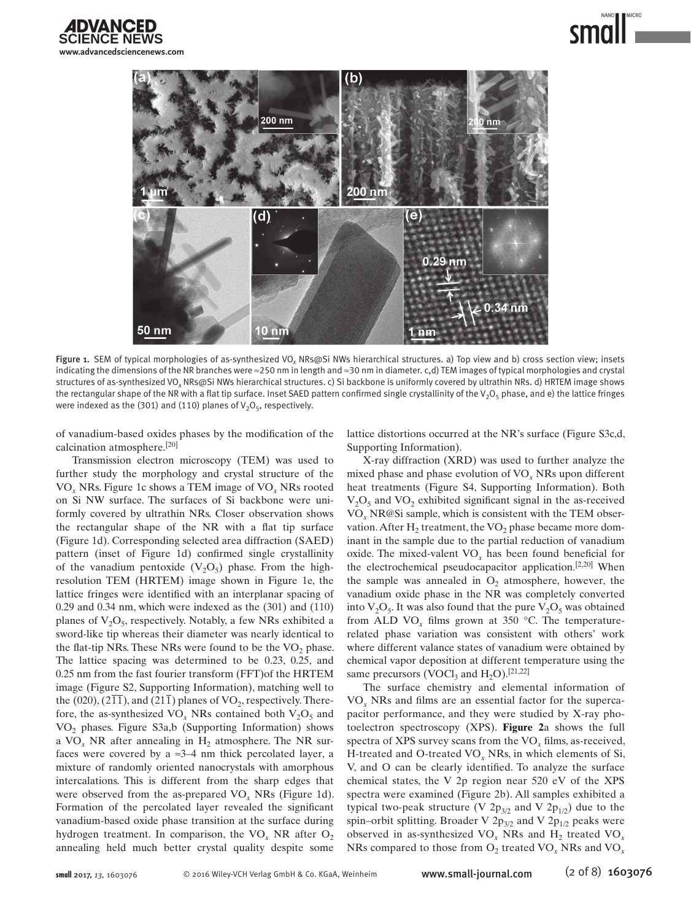Figure 1. SEM of typical morphologies of as-synthesized $VO_x$ NRs@Si NWs hierarchical structures. a) Top view and b) cross section view; insets indicating the dimensions of the NR branches were ≈250 nm in length and ≈30 nm in diameter. c,d) TEM images of typical morphologies and crystal structures of as-synthesized $VO_x$ NRs@Si NWs hierarchical structures. c) Si backbone is uniformly covered by ultrathin NRs. d) HRTEM image shows the rectangular shape of the NR with a flat tip surface. Inset SAED pattern confirmed single crystallinity of the $V_2O_5$ phase, and e) the lattice fringes were indexed as the (301) and (110) planes of $V_2O_5$, respectively.

of vanadium-based oxides phases by the modification of the calcination atmosphere.[20]

Transmission electron microscopy (TEM) was used to further study the morphology and crystal structure of the $VO_x$ NRs. Figure 1c shows a TEM image of $VO_x$ NRs rooted on Si NW surface. The surfaces of Si backbone were uniformly covered by ultrathin NRs. Closer observation shows the rectangular shape of the NR with a flat tip surface (Figure 1d). Corresponding selected area diffraction (SAED) pattern (inset of Figure 1d) confirmed single crystallinity of the vanadium pentoxide ($V_2O_5$) phase. From the high-resolution TEM (HRTEM) image shown in Figure 1e, the lattice fringes were identified with an interplanar spacing of 0.29 and 0.34 nm, which were indexed as the (301) and (110) planes of $V_2O_5$, respectively. Notably, a few NRs exhibited a sword-like tip whereas their diameter was nearly identical to the flat-tip NRs. These NRs were found to be the $VO_2$ phase. The lattice spacing was determined to be 0.23, 0.25, and 0.25 nm from the fast fourier transform (FFT)of the HRTEM image (Figure S2, Supporting Information), matching well to the (020), $(2\bar{1}\bar{1})$, and $(21\bar{1})$ planes of $VO_2$, respectively. Therefore, the as-synthesized $VO_x$ NRs contained both $V_2O_5$ and $VO_2$ phases. Figure S3a,b (Supporting Information) shows a $VO_x$ NR after annealing in $H_2$ atmosphere. The NR surfaces were covered by a ≈3–4 nm thick percolated layer, a mixture of randomly oriented nanocrystals with amorphous intercalations. This is different from the sharp edges that were observed from the as-prepared $VO_x$ NRs (Figure 1d). Formation of the percolated layer revealed the significant vanadium-based oxide phase transition at the surface during hydrogen treatment. In comparison, the $VO_x$ NR after $O_2$ annealing held much better crystal quality despite some lattice distortions occurred at the NR's surface (Figure S3c,d, Supporting Information).

X-ray diffraction (XRD) was used to further analyze the mixed phase and phase evolution of $VO_x$ NRs upon different heat treatments (Figure S4, Supporting Information). Both $V_2O_5$ and $VO_2$ exhibited significant signal in the as-received $VO_x$ NR@Si sample, which is consistent with the TEM observation. After $H_2$ treatment, the $VO_2$ phase became more dominant in the sample due to the partial reduction of vanadium oxide. The mixed-valent $VO_x$ has been found beneficial for the electrochemical pseudocapacitor application.[2,20] When the sample was annealed in $O_2$ atmosphere, however, the vanadium oxide phase in the NR was completely converted into $V_2O_5$. It was also found that the pure $V_2O_5$ was obtained from ALD $VO_x$ films grown at 350 °C. The temperature-related phase variation was consistent with others' work where different valance states of vanadium were obtained by chemical vapor deposition at different temperature using the same precursors ($VOCl_3$ and $H_2O$).[21,22]

The surface chemistry and elemental information of $VO_x$ NRs and films are an essential factor for the supercapacitor performance, and they were studied by X-ray photoelectron spectroscopy (XPS). **Figure 2**a shows the full spectra of XPS survey scans from the $VO_x$ films, as-received, H-treated and O-treated $VO_x$ NRs, in which elements of Si, V, and O can be clearly identified. To analyze the surface chemical states, the V 2p region near 520 eV of the XPS spectra were examined (Figure 2b). All samples exhibited a typical two-peak structure (V $2p_{3/2}$ and V $2p_{1/2}$) due to the spin–orbit splitting. Broader V $2p_{3/2}$ and V $2p_{1/2}$ peaks were observed in as-synthesized $VO_x$ NRs and $H_2$ treated $VO_x$ NRs compared to those from $O_2$ treated $VO_x$ NRs and $VO_x$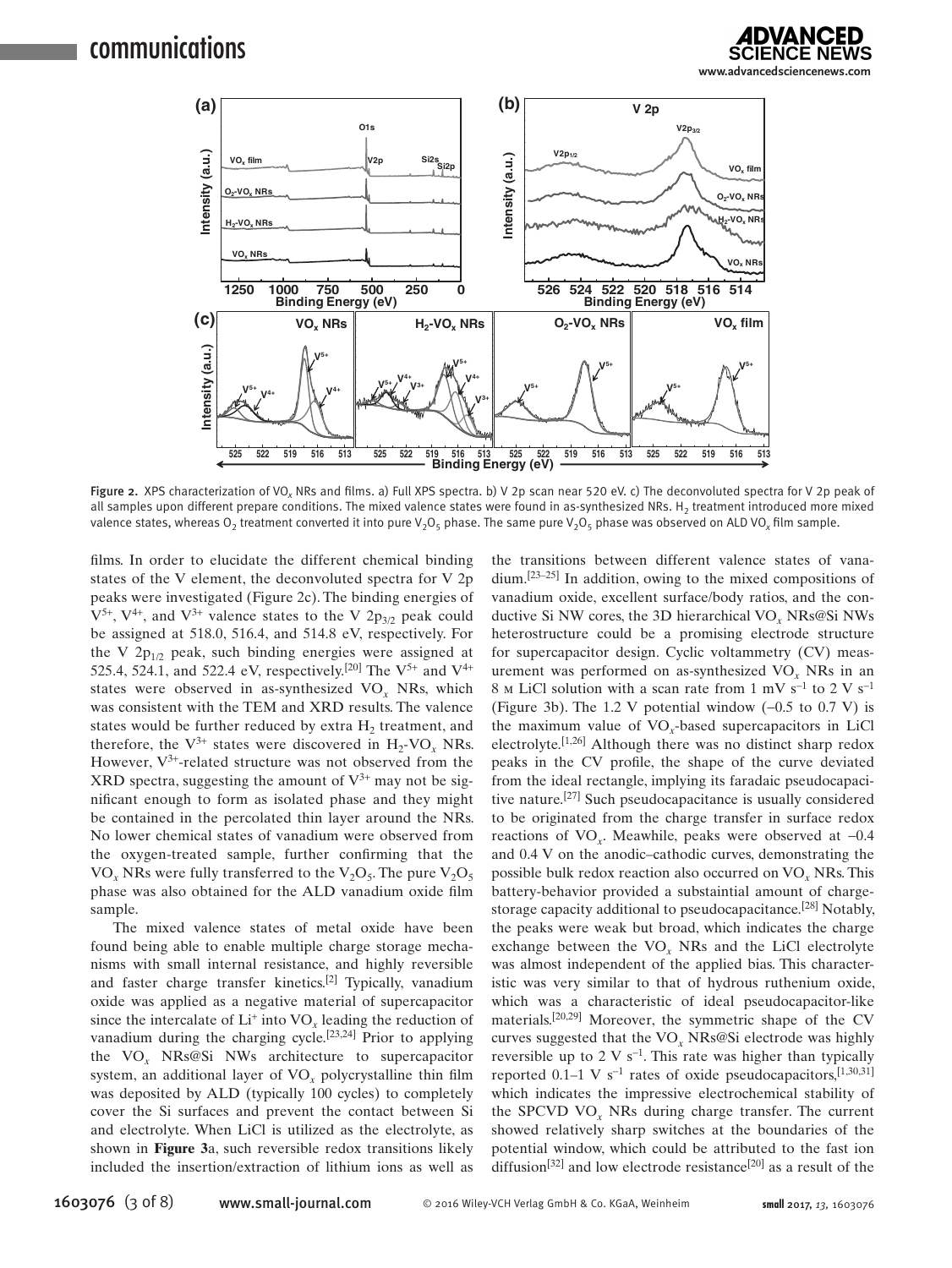Figure 2. XPS characterization of $VO_x$ NRs and films. a) Full XPS spectra. b) V 2p scan near 520 eV. c) The deconvoluted spectra for V 2p peak of all samples upon different prepare conditions. The mixed valence states were found in as-synthesized NRs. $H_2$ treatment introduced more mixed valence states, whereas $O_2$ treatment converted it into pure $V_2O_5$ phase. The same pure $V_2O_5$ phase was observed on ALD $VO_x$ film sample.

films. In order to elucidate the different chemical binding states of the V element, the deconvoluted spectra for V 2p peaks were investigated (Figure 2c). The binding energies of $V^{5+}$, $V^{4+}$, and $V^{3+}$ valence states to the V $2p_{3/2}$ peak could be assigned at 518.0, 516.4, and 514.8 eV, respectively. For the V $2p_{1/2}$ peak, such binding energies were assigned at 525.4, 524.1, and 522.4 eV, respectively.[20] The $V^{5+}$ and $V^{4+}$ states were observed in as-synthesized $VO_x$ NRs, which was consistent with the TEM and XRD results. The valence states would be further reduced by extra $H_2$ treatment, and therefore, the $V^{3+}$ states were discovered in $H_2$-$VO_x$ NRs. However, $V^{3+}$-related structure was not observed from the XRD spectra, suggesting the amount of $V^{3+}$ may not be significant enough to form as isolated phase and they might be contained in the percolated thin layer around the NRs. No lower chemical states of vanadium were observed from the oxygen-treated sample, further confirming that the $VO_x$ NRs were fully transferred to the $V_2O_5$. The pure $V_2O_5$ phase was also obtained for the ALD vanadium oxide film sample.

The mixed valence states of metal oxide have been found being able to enable multiple charge storage mechanisms with small internal resistance, and highly reversible and faster charge transfer kinetics.[2] Typically, vanadium oxide was applied as a negative material of supercapacitor since the intercalate of $Li^+$ into $VO_x$ leading the reduction of vanadium during the charging cycle.[23,24] Prior to applying the $VO_x$ NRs@Si NWs architecture to supercapacitor system, an additional layer of $VO_x$ polycrystalline thin film was deposited by ALD (typically 100 cycles) to completely cover the Si surfaces and prevent the contact between Si and electrolyte. When LiCl is utilized as the electrolyte, as shown in **Figure 3**a, such reversible redox transitions likely included the insertion/extraction of lithium ions as well as the transitions between different valence states of vanadium.[23–25] In addition, owing to the mixed compositions of vanadium oxide, excellent surface/body ratios, and the conductive Si NW cores, the 3D hierarchical $VO_x$ NRs@Si NWs heterostructure could be a promising electrode structure for supercapacitor design. Cyclic voltammetry (CV) measurement was performed on as-synthesized $VO_x$ NRs in an 8 M LiCl solution with a scan rate from 1 mV $s^{-1}$ to 2 V $s^{-1}$ (Figure 3b). The 1.2 V potential window (−0.5 to 0.7 V) is the maximum value of $VO_x$-based supercapacitors in LiCl electrolyte.[1,26] Although there was no distinct sharp redox peaks in the CV profile, the shape of the curve deviated from the ideal rectangle, implying its faradaic pseudocapacitive nature.[27] Such pseudocapacitance is usually considered to be originated from the charge transfer in surface redox reactions of $VO_x$. Meawhile, peaks were observed at −0.4 and 0.4 V on the anodic–cathodic curves, demonstrating the possible bulk redox reaction also occurred on $VO_x$ NRs. This battery-behavior provided a substaintial amount of charge-storage capacity additional to pseudocapacitance.[28] Notably, the peaks were weak but broad, which indicates the charge exchange between the $VO_x$ NRs and the LiCl electrolyte was almost independent of the applied bias. This characteristic was very similar to that of hydrous ruthenium oxide, which was a characteristic of ideal pseudocapacitor-like materials.[20,29] Moreover, the symmetric shape of the CV curves suggested that the $VO_x$ NRs@Si electrode was highly reversible up to 2 V $s^{-1}$. This rate was higher than typically reported 0.1–1 V $s^{-1}$ rates of oxide pseudocapacitors,[1,30,31] which indicates the impressive electrochemical stability of the SPCVD $VO_x$ NRs during charge transfer. The current showed relatively sharp switches at the boundaries of the potential window, which could be attributed to the fast ion diffusion[32] and low electrode resistance[20] as a result of the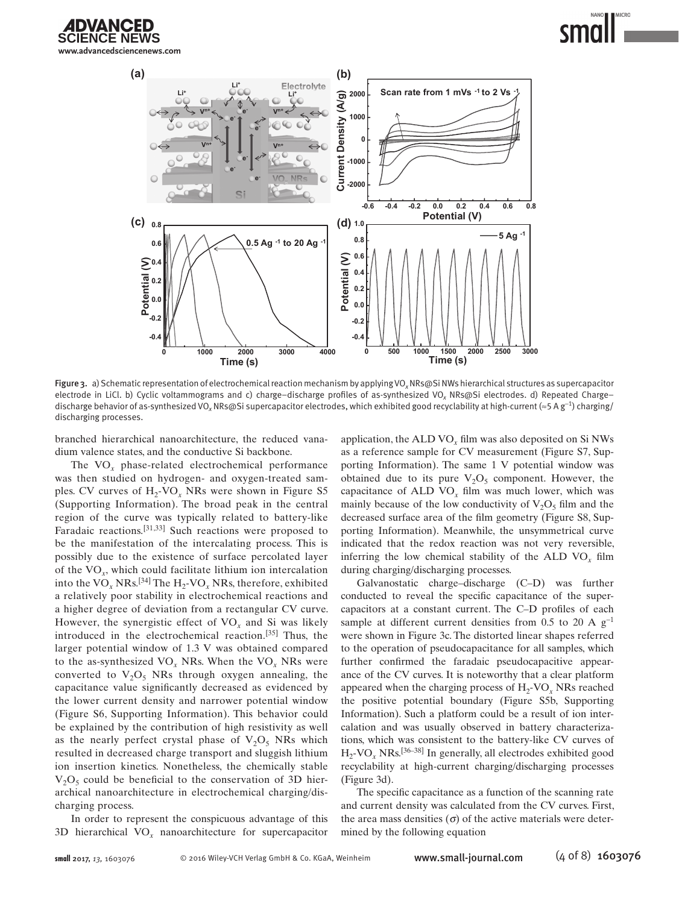Figure 3. a) Schematic representation of electrochemical reaction mechanism by applying $VO_x$ NRs@Si NWs hierarchical structures as supercapacitor electrode in LiCl. b) Cyclic voltammograms and c) charge–discharge profiles of as-synthesized $VO_x$ NRs@Si electrodes. d) Repeated Charge–discharge behavior of as-synthesized $VO_x$ NRs@Si supercapacitor electrodes, which exhibited good recyclability at high-current (≈5 A $g^{-1}$) charging/discharging processes.

branched hierarchical nanoarchitecture, the reduced vanadium valence states, and the conductive Si backbone.

The $VO_x$ phase-related electrochemical performance was then studied on hydrogen- and oxygen-treated samples. CV curves of $H_2$-$VO_x$ NRs were shown in Figure S5 (Supporting Information). The broad peak in the central region of the curve was typically related to battery-like Faradaic reactions.[31,33] Such reactions were proposed to be the manifestation of the intercalating process. This is possibly due to the existence of surface percolated layer of the $VO_x$, which could facilitate lithium ion intercalation into the $VO_x$ NRs.[34] The $H_2$-$VO_x$ NRs, therefore, exhibited a relatively poor stability in electrochemical reactions and a higher degree of deviation from a rectangular CV curve. However, the synergistic effect of $VO_x$ and Si was likely introduced in the electrochemical reaction.[35] Thus, the larger potential window of 1.3 V was obtained compared to the as-synthesized $VO_x$ NRs. When the $VO_x$ NRs were converted to $V_2O_5$ NRs through oxygen annealing, the capacitance value significantly decreased as evidenced by the lower current density and narrower potential window (Figure S6, Supporting Information). This behavior could be explained by the contribution of high resistivity as well as the nearly perfect crystal phase of $V_2O_5$ NRs which resulted in decreased charge transport and sluggish lithium ion insertion kinetics. Nonetheless, the chemically stable $V_2O_5$ could be beneficial to the conservation of 3D hierarchical nanoarchitecture in electrochemical charging/discharging process.

In order to represent the conspicuous advantage of this 3D hierarchical $VO_x$ nanoarchitecture for supercapacitor application, the ALD $VO_x$ film was also deposited on Si NWs as a reference sample for CV measurement (Figure S7, Supporting Information). The same 1 V potential window was obtained due to its pure $V_2O_5$ component. However, the capacitance of ALD $VO_x$ film was much lower, which was mainly because of the low conductivity of $V_2O_5$ film and the decreased surface area of the film geometry (Figure S8, Supporting Information). Meanwhile, the unsymmetrical curve indicated that the redox reaction was not very reversible, inferring the low chemical stability of the ALD $VO_x$ film during charging/discharging processes.

Galvanostatic charge–discharge (C–D) was further conducted to reveal the specific capacitance of the supercapacitors at a constant current. The C–D profiles of each sample at different current densities from 0.5 to 20 A $g^{-1}$ were shown in Figure 3c. The distorted linear shapes referred to the operation of pseudocapacitance for all samples, which further confirmed the faradaic pseudocapacitive appearance of the CV curves. It is noteworthy that a clear platform appeared when the charging process of $H_2$-$VO_x$ NRs reached the positive potential boundary (Figure S5b, Supporting Information). Such a platform could be a result of ion intercalation and was usually observed in battery characterizations, which was consistent to the battery-like CV curves of $H_2$-$VO_x$ NRs.[36–38] In generally, all electrodes exhibited good recyclability at high-current charging/discharging processes (Figure 3d).

The specific capacitance as a function of the scanning rate and current density was calculated from the CV curves. First, the area mass densities ($\sigma$) of the active materials were determined by the following equation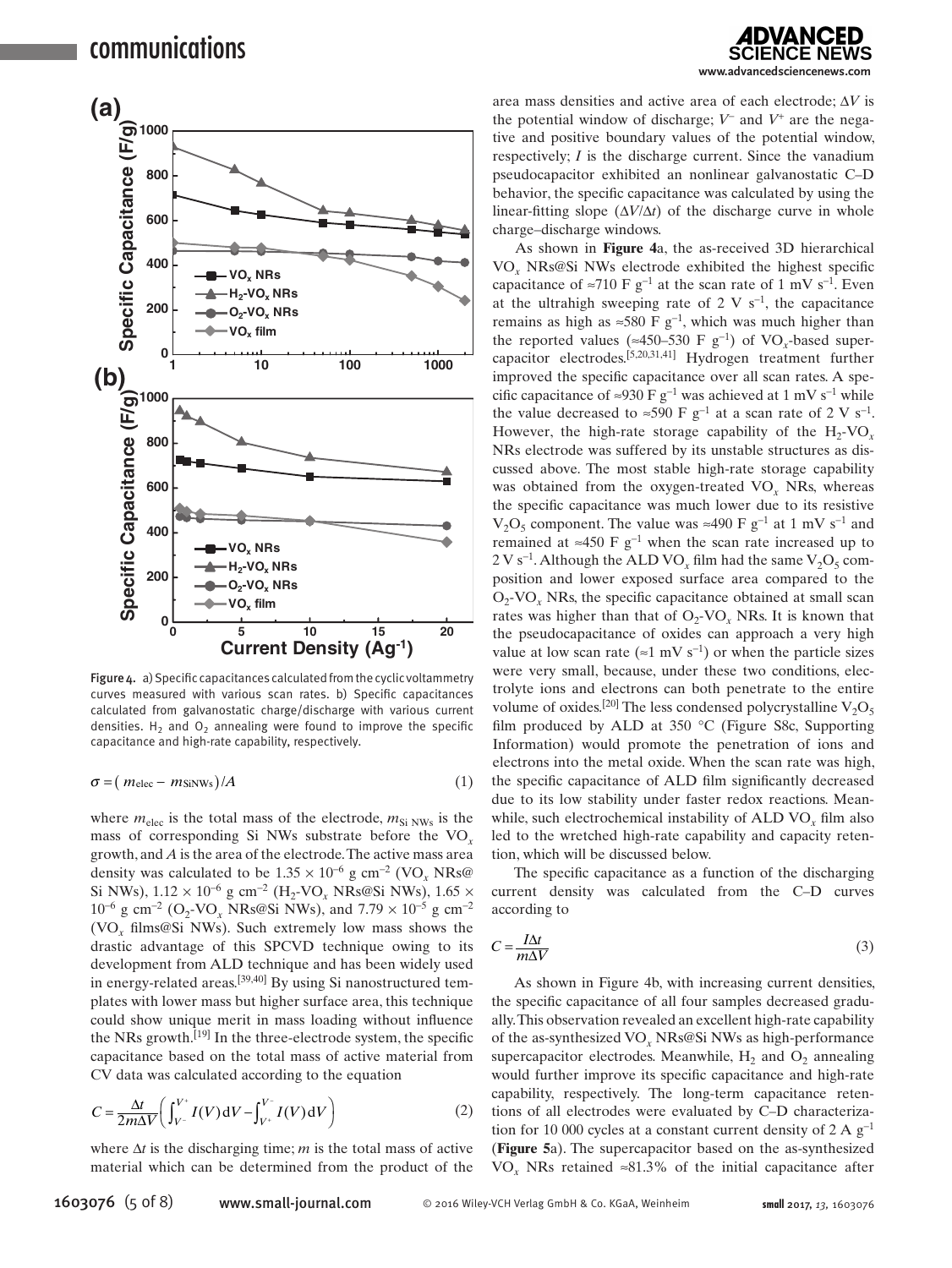Figure 4. a) Specific capacitances calculated from the cyclic voltammetry curves measured with various scan rates. b) Specific capacitances calculated from galvanostatic charge/discharge with various current densities. $H_2$ and $O_2$ annealing were found to improve the specific capacitance and high-rate capability, respectively.

$$\sigma = (m_{\text{elec}} - m_{\text{SiNWs}})/A \tag{1}$$

where $m_{\text{elec}}$ is the total mass of the electrode, $m_{\text{Si NWs}}$ is the mass of corresponding Si NWs substrate before the $VO_x$ growth, and $A$ is the area of the electrode. The active mass area density was calculated to be $1.35 \times 10^{-6}$ g cm$^{-2}$ ($VO_x$ NRs@Si NWs), $1.12 \times 10^{-6}$ g cm$^{-2}$ ($H_2$-$VO_x$ NRs@Si NWs), $1.65 \times 10^{-6}$ g cm$^{-2}$ ($O_2$-$VO_x$ NRs@Si NWs), and $7.79 \times 10^{-5}$ g cm$^{-2}$ ($VO_x$ films@Si NWs). Such extremely low mass shows the drastic advantage of this SPCVD technique owing to its development from ALD technique and has been widely used in energy-related areas.[39,40] By using Si nanostructured templates with lower mass but higher surface area, this technique could show unique merit in mass loading without influence the NRs growth.[19] In the three-electrode system, the specific capacitance based on the total mass of active material from CV data was calculated according to the equation

$$C = \frac{\Delta t}{2m\Delta V}\left(\int_{V^-}^{V^+} I(V)\,\mathrm{d}V - \int_{V^+}^{V^-} I(V)\,\mathrm{d}V\right) \tag{2}$$

where $\Delta t$ is the discharging time; $m$ is the total mass of active material which can be determined from the product of the area mass densities and active area of each electrode; $\Delta V$ is the potential window of discharge; $V^-$ and $V^+$ are the negative and positive boundary values of the potential window, respectively; $I$ is the discharge current. Since the vanadium pseudocapacitor exhibited an nonlinear galvanostatic C–D behavior, the specific capacitance was calculated by using the linear-fitting slope ($\Delta V/\Delta t$) of the discharge curve in whole charge–discharge windows.

As shown in **Figure 4**a, the as-received 3D hierarchical $VO_x$ NRs@Si NWs electrode exhibited the highest specific capacitance of ≈710 F g$^{-1}$ at the scan rate of 1 mV s$^{-1}$. Even at the ultrahigh sweeping rate of 2 V s$^{-1}$, the capacitance remains as high as ≈580 F g$^{-1}$, which was much higher than the reported values (≈450–530 F g$^{-1}$) of $VO_x$-based supercapacitor electrodes.[5,20,31,41] Hydrogen treatment further improved the specific capacitance over all scan rates. A specific capacitance of ≈930 F g$^{-1}$ was achieved at 1 mV s$^{-1}$ while the value decreased to ≈590 F g$^{-1}$ at a scan rate of 2 V s$^{-1}$. However, the high-rate storage capability of the $H_2$-$VO_x$ NRs electrode was suffered by its unstable structures as discussed above. The most stable high-rate storage capability was obtained from the oxygen-treated $VO_x$ NRs, whereas the specific capacitance was much lower due to its resistive $V_2O_5$ component. The value was ≈490 F g$^{-1}$ at 1 mV s$^{-1}$ and remained at ≈450 F g$^{-1}$ when the scan rate increased up to 2 V s$^{-1}$. Although the ALD $VO_x$ film had the same $V_2O_5$ composition and lower exposed surface area compared to the $O_2$-$VO_x$ NRs, the specific capacitance obtained at small scan rates was higher than that of $O_2$-$VO_x$ NRs. It is known that the pseudocapacitance of oxides can approach a very high value at low scan rate (≈1 mV s$^{-1}$) or when the particle sizes were very small, because, under these two conditions, electrolyte ions and electrons can both penetrate to the entire volume of oxides.[20] The less condensed polycrystalline $V_2O_5$ film produced by ALD at 350 °C (Figure S8c, Supporting Information) would promote the penetration of ions and electrons into the metal oxide. When the scan rate was high, the specific capacitance of ALD film significantly decreased due to its low stability under faster redox reactions. Meanwhile, such electrochemical instability of ALD $VO_x$ film also led to the wretched high-rate capability and capacity retention, which will be discussed below.

The specific capacitance as a function of the discharging current density was calculated from the C–D curves according to

$$C = \frac{I\Delta t}{m\Delta V} \tag{3}$$

As shown in Figure 4b, with increasing current densities, the specific capacitance of all four samples decreased gradually. This observation revealed an excellent high-rate capability of the as-synthesized $VO_x$ NRs@Si NWs as high-performance supercapacitor electrodes. Meanwhile, $H_2$ and $O_2$ annealing would further improve its specific capacitance and high-rate capability, respectively. The long-term capacitance retentions of all electrodes were evaluated by C–D characterization for 10 000 cycles at a constant current density of 2 A g$^{-1}$ (**Figure 5**a). The supercapacitor based on the as-synthesized $VO_x$ NRs retained ≈81.3% of the initial capacitance after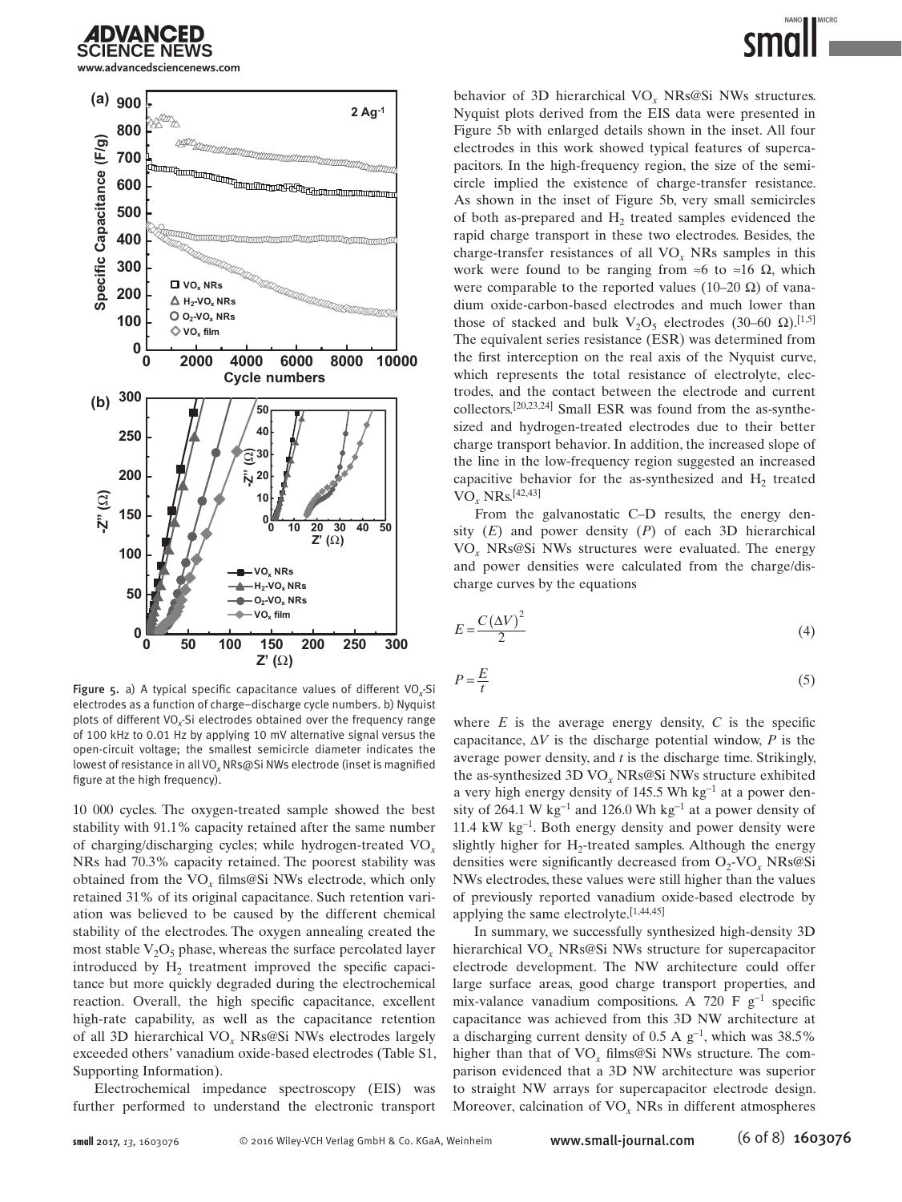Figure 5. a) A typical specific capacitance values of different $VO_x$-Si electrodes as a function of charge–discharge cycle numbers. b) Nyquist plots of different $VO_x$-Si electrodes obtained over the frequency range of 100 kHz to 0.01 Hz by applying 10 mV alternative signal versus the open-circuit voltage; the smallest semicircle diameter indicates the lowest of resistance in all $VO_x$ NRs@Si NWs electrode (inset is magnified figure at the high frequency).

10 000 cycles. The oxygen-treated sample showed the best stability with 91.1% capacity retained after the same number of charging/discharging cycles; while hydrogen-treated $VO_x$ NRs had 70.3% capacity retained. The poorest stability was obtained from the $VO_x$ films@Si NWs electrode, which only retained 31% of its original capacitance. Such retention variation was believed to be caused by the different chemical stability of the electrodes. The oxygen annealing created the most stable $V_2O_5$ phase, whereas the surface percolated layer introduced by $H_2$ treatment improved the specific capacitance but more quickly degraded during the electrochemical reaction. Overall, the high specific capacitance, excellent high-rate capability, as well as the capacitance retention of all 3D hierarchical $VO_x$ NRs@Si NWs electrodes largely exceeded others' vanadium oxide-based electrodes (Table S1, Supporting Information).

Electrochemical impedance spectroscopy (EIS) was further performed to understand the electronic transport behavior of 3D hierarchical $VO_x$ NRs@Si NWs structures. Nyquist plots derived from the EIS data were presented in Figure 5b with enlarged details shown in the inset. All four electrodes in this work showed typical features of supercapacitors. In the high-frequency region, the size of the semicircle implied the existence of charge-transfer resistance. As shown in the inset of Figure 5b, very small semicircles of both as-prepared and $H_2$ treated samples evidenced the rapid charge transport in these two electrodes. Besides, the charge-transfer resistances of all $VO_x$ NRs samples in this work were found to be ranging from ≈6 to ≈16 Ω, which were comparable to the reported values (10–20 Ω) of vanadium oxide-carbon-based electrodes and much lower than those of stacked and bulk $V_2O_5$ electrodes (30–60 Ω).[1,5] The equivalent series resistance (ESR) was determined from the first interception on the real axis of the Nyquist curve, which represents the total resistance of electrolyte, electrodes, and the contact between the electrode and current collectors.[20,23,24] Small ESR was found from the as-synthesized and hydrogen-treated electrodes due to their better charge transport behavior. In addition, the increased slope of the line in the low-frequency region suggested an increased capacitive behavior for the as-synthesized and $H_2$ treated $VO_x$ NRs.[42,43]

From the galvanostatic C–D results, the energy density ($E$) and power density ($P$) of each 3D hierarchical $VO_x$ NRs@Si NWs structures were evaluated. The energy and power densities were calculated from the charge/discharge curves by the equations

$$E = \frac{C(\Delta V)^2}{2} \tag{4}$$

$$P = \frac{E}{t} \tag{5}$$

where $E$ is the average energy density, $C$ is the specific capacitance, $\Delta V$ is the discharge potential window, $P$ is the average power density, and $t$ is the discharge time. Strikingly, the as-synthesized 3D $VO_x$ NRs@Si NWs structure exhibited a very high energy density of 145.5 Wh kg$^{-1}$ at a power density of 264.1 W kg$^{-1}$ and 126.0 Wh kg$^{-1}$ at a power density of 11.4 kW kg$^{-1}$. Both energy density and power density were slightly higher for $H_2$-treated samples. Although the energy densities were significantly decreased from $O_2$-$VO_x$ NRs@Si NWs electrodes, these values were still higher than the values of previously reported vanadium oxide-based electrode by applying the same electrolyte.[1,44,45]

In summary, we successfully synthesized high-density 3D hierarchical $VO_x$ NRs@Si NWs structure for supercapacitor electrode development. The NW architecture could offer large surface areas, good charge transport properties, and mix-valance vanadium compositions. A 720 F g$^{-1}$ specific capacitance was achieved from this 3D NW architecture at a discharging current density of 0.5 A g$^{-1}$, which was 38.5% higher than that of $VO_x$ films@Si NWs structure. The comparison evidenced that a 3D NW architecture was superior to straight NW arrays for supercapacitor electrode design. Moreover, calcination of $VO_x$ NRs in different atmospheres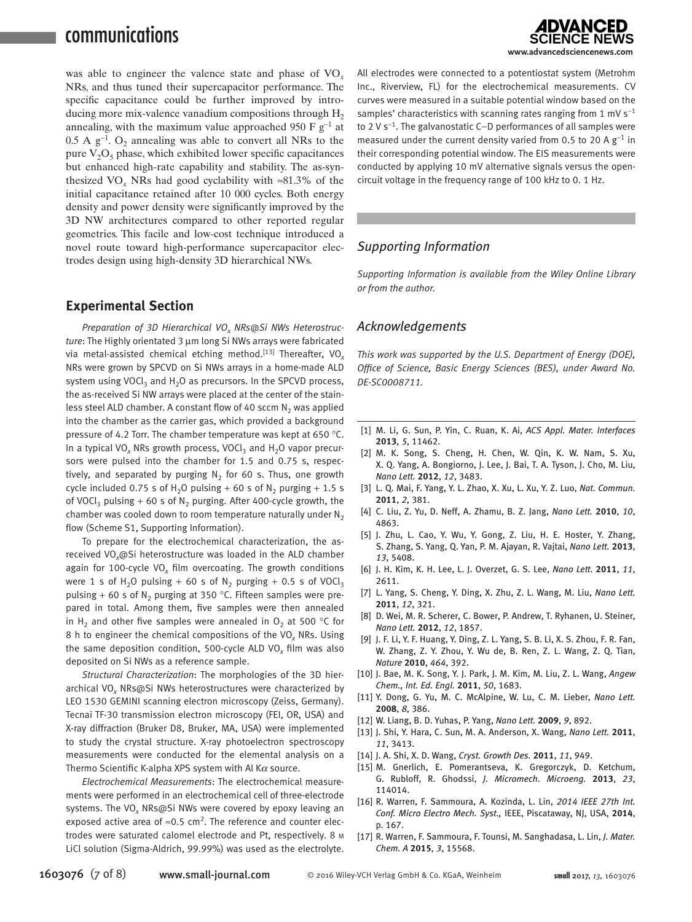was able to engineer the valence state and phase of $VO_x$ NRs, and thus tuned their supercapacitor performance. The specific capacitance could be further improved by introducing more mix-valence vanadium compositions through $H_2$ annealing, with the maximum value approached 950 F $g^{-1}$ at 0.5 A $g^{-1}$. $O_2$ annealing was able to convert all NRs to the pure $V_2O_5$ phase, which exhibited lower specific capacitances but enhanced high-rate capability and stability. The as-synthesized $VO_x$ NRs had good cyclability with ≈81.3% of the initial capacitance retained after 10 000 cycles. Both energy density and power density were significantly improved by the 3D NW architectures compared to other reported regular geometries. This facile and low-cost technique introduced a novel route toward high-performance supercapacitor electrodes design using high-density 3D hierarchical NWs.

## Experimental Section

*Preparation of 3D Hierarchical $VO_x$ NRs@Si NWs Heterostructure*: The Highly orientated 3 µm long Si NWs arrays were fabricated via metal-assisted chemical etching method.[13] Thereafter, $VO_x$ NRs were grown by SPCVD on Si NWs arrays in a home-made ALD system using $VOCl_3$ and $H_2O$ as precursors. In the SPCVD process, the as-received Si NW arrays were placed at the center of the stainless steel ALD chamber. A constant flow of 40 sccm $N_2$ was applied into the chamber as the carrier gas, which provided a background pressure of 4.2 Torr. The chamber temperature was kept at 650 °C. In a typical $VO_x$ NRs growth process, $VOCl_3$ and $H_2O$ vapor precursors were pulsed into the chamber for 1.5 and 0.75 s, respectively, and separated by purging $N_2$ for 60 s. Thus, one growth cycle included 0.75 s of $H_2O$ pulsing + 60 s of $N_2$ purging + 1.5 s of $VOCl_3$ pulsing + 60 s of $N_2$ purging. After 400-cycle growth, the chamber was cooled down to room temperature naturally under $N_2$ flow (Scheme S1, Supporting Information).

To prepare for the electrochemical characterization, the as-received $VO_x$@Si heterostructure was loaded in the ALD chamber again for 100-cycle $VO_x$ film overcoating. The growth conditions were 1 s of $H_2O$ pulsing + 60 s of $N_2$ purging + 0.5 s of $VOCl_3$ pulsing + 60 s of $N_2$ purging at 350 °C. Fifteen samples were prepared in total. Among them, five samples were then annealed in $H_2$ and other five samples were annealed in $O_2$ at 500 °C for 8 h to engineer the chemical compositions of the $VO_x$ NRs. Using the same deposition condition, 500-cycle ALD $VO_x$ film was also deposited on Si NWs as a reference sample.

*Structural Characterization*: The morphologies of the 3D hierarchical $VO_x$ NRs@Si NWs heterostructures were characterized by LEO 1530 GEMINI scanning electron microscopy (Zeiss, Germany). Tecnai TF-30 transmission electron microscopy (FEI, OR, USA) and X-ray diffraction (Bruker D8, Bruker, MA, USA) were implemented to study the crystal structure. X-ray photoelectron spectroscopy measurements were conducted for the elemental analysis on a Thermo Scientific K-alpha XPS system with Al Kα source.

*Electrochemical Measurements*: The electrochemical measurements were performed in an electrochemical cell of three-electrode systems. The $VO_x$ NRs@Si NWs were covered by epoxy leaving an exposed active area of ≈0.5 $cm^2$. The reference and counter electrodes were saturated calomel electrode and Pt, respectively. 8 M LiCl solution (Sigma-Aldrich, 99.99%) was used as the electrolyte. All electrodes were connected to a potentiostat system (Metrohm Inc., Riverview, FL) for the electrochemical measurements. CV curves were measured in a suitable potential window based on the samples' characteristics with scanning rates ranging from 1 mV $s^{-1}$ to 2 V $s^{-1}$. The galvanostatic C–D performances of all samples were measured under the current density varied from 0.5 to 20 A $g^{-1}$ in their corresponding potential window. The EIS measurements were conducted by applying 10 mV alternative signals versus the open-circuit voltage in the frequency range of 100 kHz to 0. 1 Hz.

## Supporting Information

*Supporting Information is available from the Wiley Online Library or from the author.*

## Acknowledgements

*This work was supported by the U.S. Department of Energy (DOE), Office of Science, Basic Energy Sciences (BES), under Award No. DE-SC0008711.*

- [1] M. Li, G. Sun, P. Yin, C. Ruan, K. Ai, *ACS Appl. Mater. Interfaces* **2013**, *5*, 11462.
- [2] M. K. Song, S. Cheng, H. Chen, W. Qin, K. W. Nam, S. Xu, X. Q. Yang, A. Bongiorno, J. Lee, J. Bai, T. A. Tyson, J. Cho, M. Liu, *Nano Lett.* **2012**, *12*, 3483.
- [3] L. Q. Mai, F. Yang, Y. L. Zhao, X. Xu, L. Xu, Y. Z. Luo, *Nat. Commun.* **2011**, *2*, 381.
- [4] C. Liu, Z. Yu, D. Neff, A. Zhamu, B. Z. Jang, *Nano Lett.* **2010**, *10*, 4863.
- [5] J. Zhu, L. Cao, Y. Wu, Y. Gong, Z. Liu, H. E. Hoster, Y. Zhang, S. Zhang, S. Yang, Q. Yan, P. M. Ajayan, R. Vajtai, *Nano Lett.* **2013**, *13*, 5408.
- [6] J. H. Kim, K. H. Lee, L. J. Overzet, G. S. Lee, *Nano Lett.* **2011**, *11*, 2611.
- [7] L. Yang, S. Cheng, Y. Ding, X. Zhu, Z. L. Wang, M. Liu, *Nano Lett.* **2011**, *12*, 321.
- [8] D. Wei, M. R. Scherer, C. Bower, P. Andrew, T. Ryhanen, U. Steiner, *Nano Lett.* **2012**, *12*, 1857.
- [9] J. F. Li, Y. F. Huang, Y. Ding, Z. L. Yang, S. B. Li, X. S. Zhou, F. R. Fan, W. Zhang, Z. Y. Zhou, Y. Wu de, B. Ren, Z. L. Wang, Z. Q. Tian, *Nature* **2010**, *464*, 392.
- [10] J. Bae, M. K. Song, Y. J. Park, J. M. Kim, M. Liu, Z. L. Wang, *Angew Chem., Int. Ed. Engl.* **2011**, *50*, 1683.
- [11] Y. Dong, G. Yu, M. C. McAlpine, W. Lu, C. M. Lieber, *Nano Lett.* **2008**, *8*, 386.
- [12] W. Liang, B. D. Yuhas, P. Yang, *Nano Lett.* **2009**, *9*, 892.
- [13] J. Shi, Y. Hara, C. Sun, M. A. Anderson, X. Wang, *Nano Lett.* **2011**, *11*, 3413.
- [14] J. A. Shi, X. D. Wang, *Cryst. Growth Des.* **2011**, *11*, 949.
- [15] M. Gnerlich, E. Pomerantseva, K. Gregorczyk, D. Ketchum, G. Rubloff, R. Ghodssi, *J. Micromech. Microeng.* **2013**, *23*, 114014.
- [16] R. Warren, F. Sammoura, A. Kozinda, L. Lin, *2014 IEEE 27th Int. Conf. Micro Electro Mech. Syst.*, IEEE, Piscataway, NJ, USA, **2014**, p. 167.
- [17] R. Warren, F. Sammoura, F. Tounsi, M. Sanghadasa, L. Lin, *J. Mater. Chem. A* **2015**, *3*, 15568.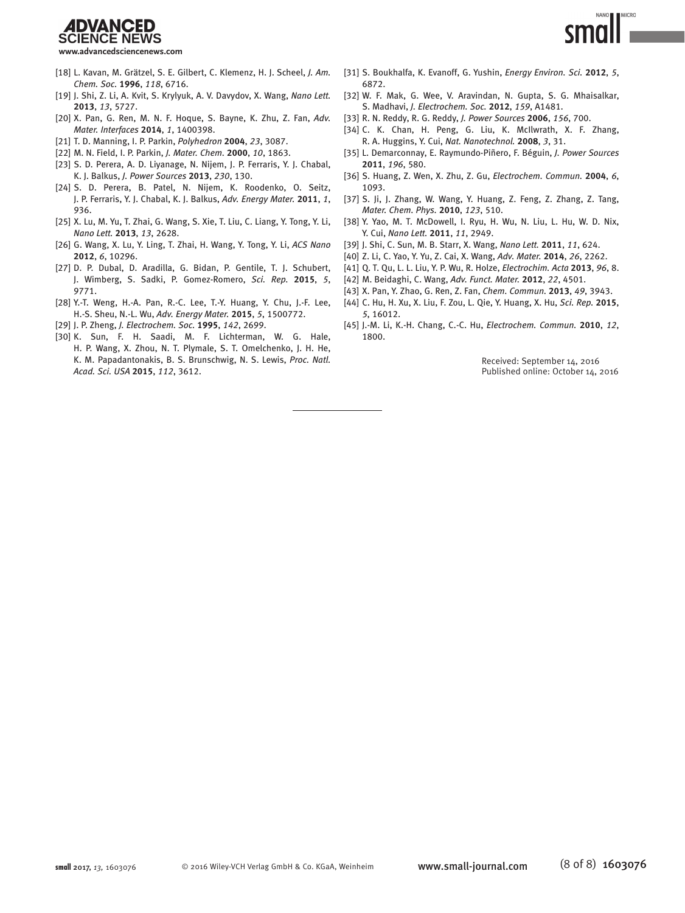[18] L. Kavan, M. Grätzel, S. E. Gilbert, C. Klemenz, H. J. Scheel, *J. Am. Chem. Soc.* **1996**, *118*, 6716.

[19] J. Shi, Z. Li, A. Kvit, S. Krylyuk, A. V. Davydov, X. Wang, *Nano Lett.* **2013**, *13*, 5727.

[20] X. Pan, G. Ren, M. N. F. Hoque, S. Bayne, K. Zhu, Z. Fan, *Adv. Mater. Interfaces* **2014**, *1*, 1400398.

[21] T. D. Manning, I. P. Parkin, *Polyhedron* **2004**, *23*, 3087.

[22] M. N. Field, I. P. Parkin, *J. Mater. Chem.* **2000**, *10*, 1863.

[23] S. D. Perera, A. D. Liyanage, N. Nijem, J. P. Ferraris, Y. J. Chabal, K. J. Balkus, *J. Power Sources* **2013**, *230*, 130.

[24] S. D. Perera, B. Patel, N. Nijem, K. Roodenko, O. Seitz, J. P. Ferraris, Y. J. Chabal, K. J. Balkus, *Adv. Energy Mater.* **2011**, *1*, 936.

[25] X. Lu, M. Yu, T. Zhai, G. Wang, S. Xie, T. Liu, C. Liang, Y. Tong, Y. Li, *Nano Lett.* **2013**, *13*, 2628.

[26] G. Wang, X. Lu, Y. Ling, T. Zhai, H. Wang, Y. Tong, Y. Li, *ACS Nano* **2012**, *6*, 10296.

[27] D. P. Dubal, D. Aradilla, G. Bidan, P. Gentile, T. J. Schubert, J. Wimberg, S. Sadki, P. Gomez-Romero, *Sci. Rep.* **2015**, *5*, 9771.

[28] Y.-T. Weng, H.-A. Pan, R.-C. Lee, T.-Y. Huang, Y. Chu, J.-F. Lee, H.-S. Sheu, N.-L. Wu, *Adv. Energy Mater.* **2015**, *5*, 1500772.

[29] J. P. Zheng, *J. Electrochem. Soc.* **1995**, *142*, 2699.

[30] K. Sun, F. H. Saadi, M. F. Lichterman, W. G. Hale, H. P. Wang, X. Zhou, N. T. Plymale, S. T. Omelchenko, J. H. He, K. M. Papadantonakis, B. S. Brunschwig, N. S. Lewis, *Proc. Natl. Acad. Sci. USA* **2015**, *112*, 3612.

[31] S. Boukhalfa, K. Evanoff, G. Yushin, *Energy Environ. Sci.* **2012**, *5*, 6872.

[32] W. F. Mak, G. Wee, V. Aravindan, N. Gupta, S. G. Mhaisalkar, S. Madhavi, *J. Electrochem. Soc.* **2012**, *159*, A1481.

[33] R. N. Reddy, R. G. Reddy, *J. Power Sources* **2006**, *156*, 700.

[34] C. K. Chan, H. Peng, G. Liu, K. McIlwrath, X. F. Zhang, R. A. Huggins, Y. Cui, *Nat. Nanotechnol.* **2008**, *3*, 31.

[35] L. Demarconnay, E. Raymundo-Piñero, F. Béguin, *J. Power Sources* **2011**, *196*, 580.

[36] S. Huang, Z. Wen, X. Zhu, Z. Gu, *Electrochem. Commun.* **2004**, *6*, 1093.

[37] S. Ji, J. Zhang, W. Wang, Y. Huang, Z. Feng, Z. Zhang, Z. Tang, *Mater. Chem. Phys.* **2010**, *123*, 510.

[38] Y. Yao, M. T. McDowell, I. Ryu, H. Wu, N. Liu, L. Hu, W. D. Nix, Y. Cui, *Nano Lett.* **2011**, *11*, 2949.

[39] J. Shi, C. Sun, M. B. Starr, X. Wang, *Nano Lett.* **2011**, *11*, 624.

[40] Z. Li, C. Yao, Y. Yu, Z. Cai, X. Wang, *Adv. Mater.* **2014**, *26*, 2262.

[41] Q. T. Qu, L. L. Liu, Y. P. Wu, R. Holze, *Electrochim. Acta* **2013**, *96*, 8.

[42] M. Beidaghi, C. Wang, *Adv. Funct. Mater.* **2012**, *22*, 4501.

[43] X. Pan, Y. Zhao, G. Ren, Z. Fan, *Chem. Commun.* **2013**, *49*, 3943.

[44] C. Hu, H. Xu, X. Liu, F. Zou, L. Qie, Y. Huang, X. Hu, *Sci. Rep.* **2015**, *5*, 16012.

[45] J.-M. Li, K.-H. Chang, C.-C. Hu, *Electrochem. Commun.* **2010**, *12*, 1800.

Received: September 14, 2016
Published online: October 14, 2016